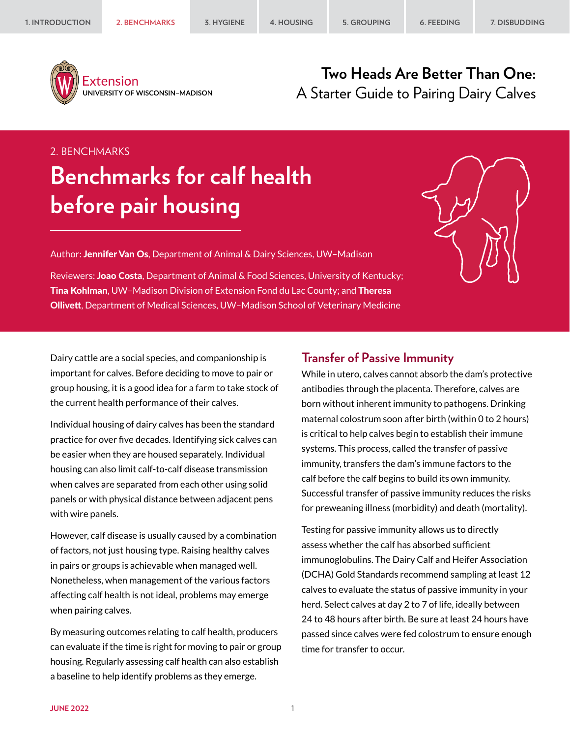Extension
UNIVERSITY OF WISCONSIN–MADISON

**Two Heads Are Better Than One:**
A Starter Guide to Pairing Dairy Calves

2. BENCHMARKS

# Benchmarks for calf health before pair housing

Author: **Jennifer Van Os**, Department of Animal & Dairy Sciences, UW–Madison

Reviewers: **Joao Costa**, Department of Animal & Food Sciences, University of Kentucky; **Tina Kohlman**, UW–Madison Division of Extension Fond du Lac County; and **Theresa Ollivett**, Department of Medical Sciences, UW–Madison School of Veterinary Medicine

Dairy cattle are a social species, and companionship is important for calves. Before deciding to move to pair or group housing, it is a good idea for a farm to take stock of the current health performance of their calves.

Individual housing of dairy calves has been the standard practice for over five decades. Identifying sick calves can be easier when they are housed separately. Individual housing can also limit calf-to-calf disease transmission when calves are separated from each other using solid panels or with physical distance between adjacent pens with wire panels.

However, calf disease is usually caused by a combination of factors, not just housing type. Raising healthy calves in pairs or groups is achievable when managed well. Nonetheless, when management of the various factors affecting calf health is not ideal, problems may emerge when pairing calves.

By measuring outcomes relating to calf health, producers can evaluate if the time is right for moving to pair or group housing. Regularly assessing calf health can also establish a baseline to help identify problems as they emerge.

## Transfer of Passive Immunity

While in utero, calves cannot absorb the dam's protective antibodies through the placenta. Therefore, calves are born without inherent immunity to pathogens. Drinking maternal colostrum soon after birth (within 0 to 2 hours) is critical to help calves begin to establish their immune systems. This process, called the transfer of passive immunity, transfers the dam's immune factors to the calf before the calf begins to build its own immunity. Successful transfer of passive immunity reduces the risks for preweaning illness (morbidity) and death (mortality).

Testing for passive immunity allows us to directly assess whether the calf has absorbed sufficient immunoglobulins. The Dairy Calf and Heifer Association (DCHA) Gold Standards recommend sampling at least 12 calves to evaluate the status of passive immunity in your herd. Select calves at day 2 to 7 of life, ideally between 24 to 48 hours after birth. Be sure at least 24 hours have passed since calves were fed colostrum to ensure enough time for transfer to occur.

JUNE 2022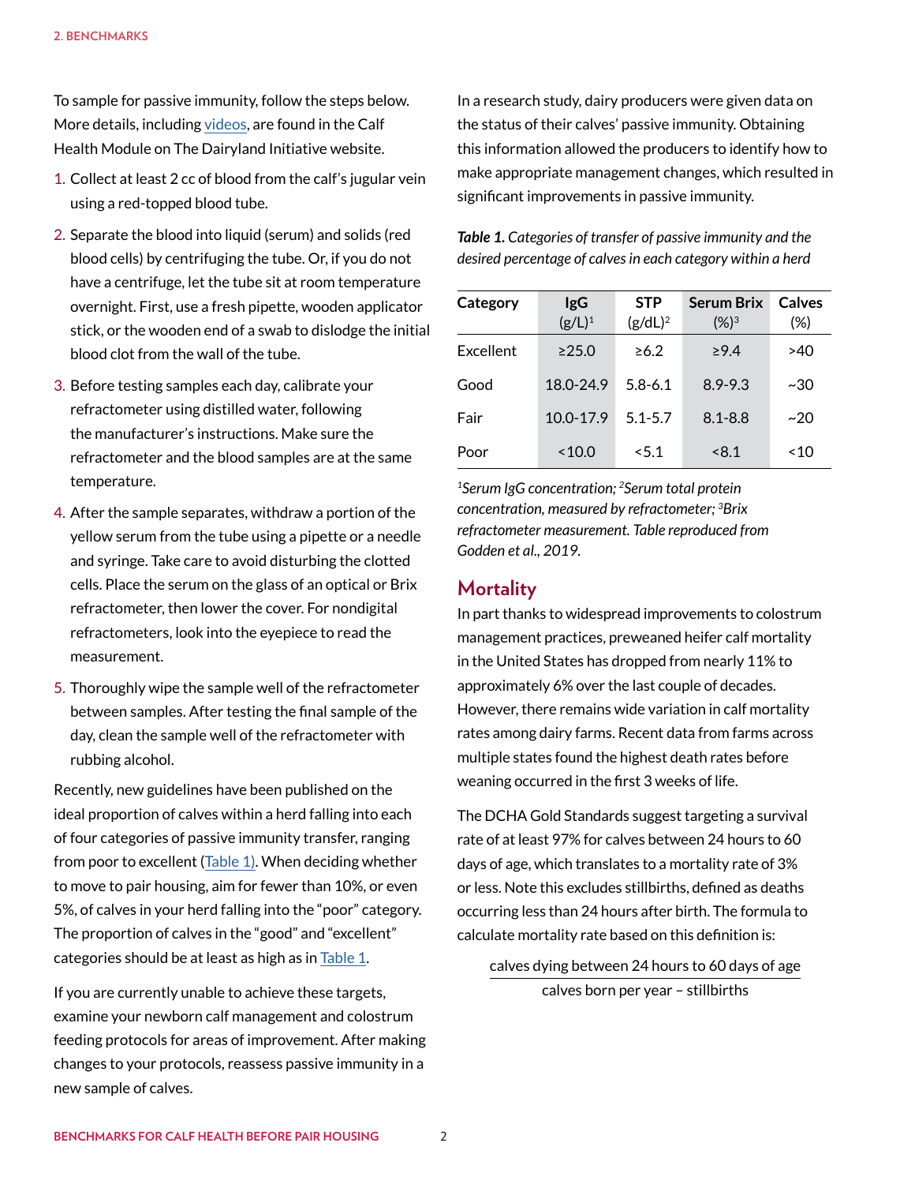To sample for passive immunity, follow the steps below. More details, including videos, are found in the Calf Health Module on The Dairyland Initiative website.

1. Collect at least 2 cc of blood from the calf's jugular vein using a red-topped blood tube.
2. Separate the blood into liquid (serum) and solids (red blood cells) by centrifuging the tube. Or, if you do not have a centrifuge, let the tube sit at room temperature overnight. First, use a fresh pipette, wooden applicator stick, or the wooden end of a swab to dislodge the initial blood clot from the wall of the tube.
3. Before testing samples each day, calibrate your refractometer using distilled water, following the manufacturer's instructions. Make sure the refractometer and the blood samples are at the same temperature.
4. After the sample separates, withdraw a portion of the yellow serum from the tube using a pipette or a needle and syringe. Take care to avoid disturbing the clotted cells. Place the serum on the glass of an optical or Brix refractometer, then lower the cover. For nondigital refractometers, look into the eyepiece to read the measurement.
5. Thoroughly wipe the sample well of the refractometer between samples. After testing the final sample of the day, clean the sample well of the refractometer with rubbing alcohol.

Recently, new guidelines have been published on the ideal proportion of calves within a herd falling into each of four categories of passive immunity transfer, ranging from poor to excellent (Table 1). When deciding whether to move to pair housing, aim for fewer than 10%, or even 5%, of calves in your herd falling into the "poor" category. The proportion of calves in the "good" and "excellent" categories should be at least as high as in Table 1.

If you are currently unable to achieve these targets, examine your newborn calf management and colostrum feeding protocols for areas of improvement. After making changes to your protocols, reassess passive immunity in a new sample of calves.

In a research study, dairy producers were given data on the status of their calves' passive immunity. Obtaining this information allowed the producers to identify how to make appropriate management changes, which resulted in significant improvements in passive immunity.

***Table 1.*** *Categories of transfer of passive immunity and the desired percentage of calves in each category within a herd*

| Category | IgG (g/L)[1] | STP (g/dL)[2] | Serum Brix (%)[3] | Calves (%) |
|---|---|---|---|---|
| Excellent | ≥25.0 | ≥6.2 | ≥9.4 | >40 |
| Good | 18.0-24.9 | 5.8-6.1 | 8.9-9.3 | ~30 |
| Fair | 10.0-17.9 | 5.1-5.7 | 8.1-8.8 | ~20 |
| Poor | <10.0 | <5.1 | <8.1 | <10 |

*[1]Serum IgG concentration; [2]Serum total protein concentration, measured by refractometer; [3]Brix refractometer measurement. Table reproduced from Godden et al., 2019.*

## Mortality

In part thanks to widespread improvements to colostrum management practices, preweaned heifer calf mortality in the United States has dropped from nearly 11% to approximately 6% over the last couple of decades. However, there remains wide variation in calf mortality rates among dairy farms. Recent data from farms across multiple states found the highest death rates before weaning occurred in the first 3 weeks of life.

The DCHA Gold Standards suggest targeting a survival rate of at least 97% for calves between 24 hours to 60 days of age, which translates to a mortality rate of 3% or less. Note this excludes stillbirths, defined as deaths occurring less than 24 hours after birth. The formula to calculate mortality rate based on this definition is:

$$\frac{\text{calves dying between 24 hours to 60 days of age}}{\text{calves born per year} - \text{stillbirths}}$$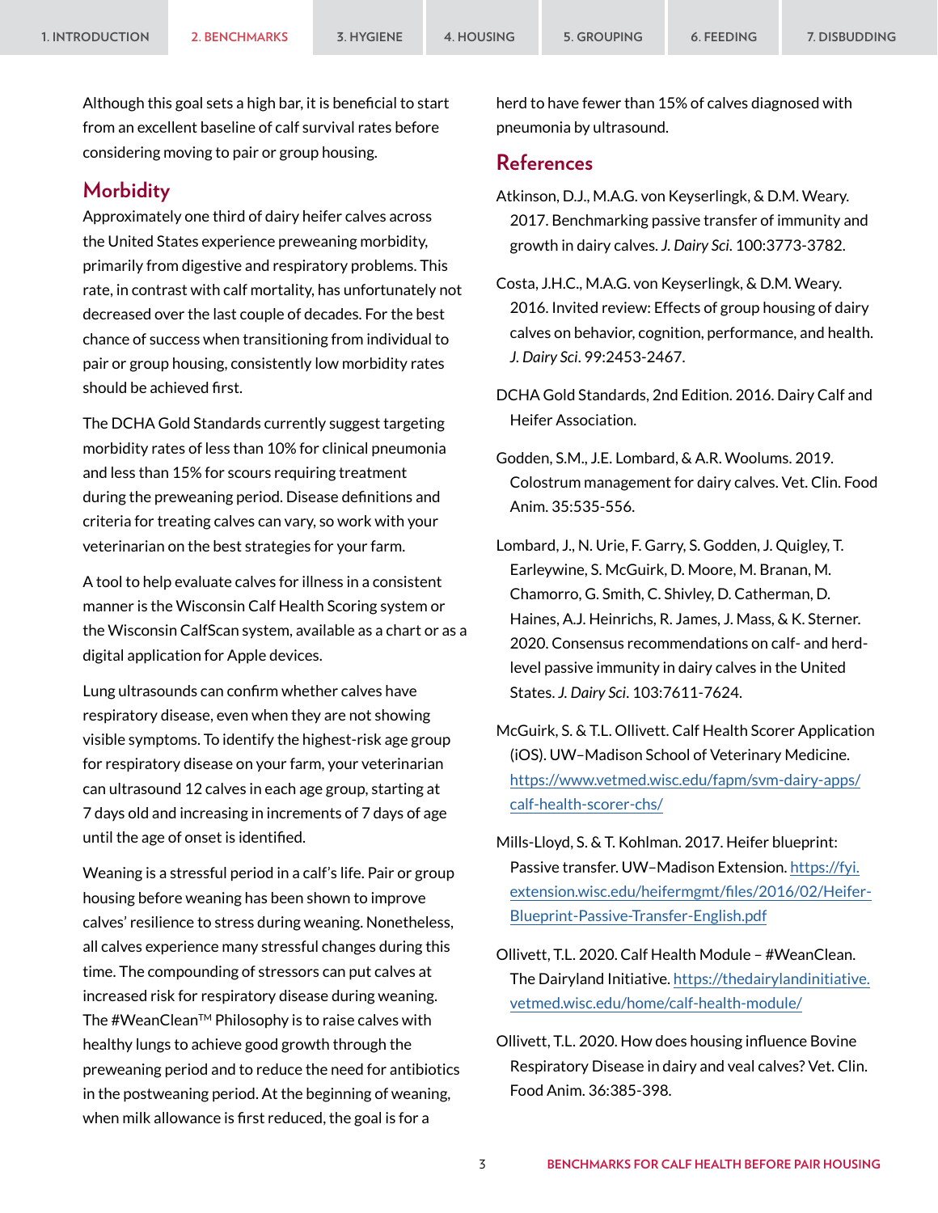Although this goal sets a high bar, it is beneficial to start from an excellent baseline of calf survival rates before considering moving to pair or group housing.

## Morbidity

Approximately one third of dairy heifer calves across the United States experience preweaning morbidity, primarily from digestive and respiratory problems. This rate, in contrast with calf mortality, has unfortunately not decreased over the last couple of decades. For the best chance of success when transitioning from individual to pair or group housing, consistently low morbidity rates should be achieved first.

The DCHA Gold Standards currently suggest targeting morbidity rates of less than 10% for clinical pneumonia and less than 15% for scours requiring treatment during the preweaning period. Disease definitions and criteria for treating calves can vary, so work with your veterinarian on the best strategies for your farm.

A tool to help evaluate calves for illness in a consistent manner is the Wisconsin Calf Health Scoring system or the Wisconsin CalfScan system, available as a chart or as a digital application for Apple devices.

Lung ultrasounds can confirm whether calves have respiratory disease, even when they are not showing visible symptoms. To identify the highest-risk age group for respiratory disease on your farm, your veterinarian can ultrasound 12 calves in each age group, starting at 7 days old and increasing in increments of 7 days of age until the age of onset is identified.

Weaning is a stressful period in a calf's life. Pair or group housing before weaning has been shown to improve calves' resilience to stress during weaning. Nonetheless, all calves experience many stressful changes during this time. The compounding of stressors can put calves at increased risk for respiratory disease during weaning. The #WeanClean™ Philosophy is to raise calves with healthy lungs to achieve good growth through the preweaning period and to reduce the need for antibiotics in the postweaning period. At the beginning of weaning, when milk allowance is first reduced, the goal is for a herd to have fewer than 15% of calves diagnosed with pneumonia by ultrasound.

## References

Atkinson, D.J., M.A.G. von Keyserlingk, & D.M. Weary. 2017. Benchmarking passive transfer of immunity and growth in dairy calves. *J. Dairy Sci.* 100:3773-3782.

Costa, J.H.C., M.A.G. von Keyserlingk, & D.M. Weary. 2016. Invited review: Effects of group housing of dairy calves on behavior, cognition, performance, and health. *J. Dairy Sci.* 99:2453-2467.

DCHA Gold Standards, 2nd Edition. 2016. Dairy Calf and Heifer Association.

Godden, S.M., J.E. Lombard, & A.R. Woolums. 2019. Colostrum management for dairy calves. Vet. Clin. Food Anim. 35:535-556.

Lombard, J., N. Urie, F. Garry, S. Godden, J. Quigley, T. Earleywine, S. McGuirk, D. Moore, M. Branan, M. Chamorro, G. Smith, C. Shivley, D. Catherman, D. Haines, A.J. Heinrichs, R. James, J. Mass, & K. Sterner. 2020. Consensus recommendations on calf- and herd-level passive immunity in dairy calves in the United States. *J. Dairy Sci.* 103:7611-7624.

McGuirk, S. & T.L. Ollivett. Calf Health Scorer Application (iOS). UW–Madison School of Veterinary Medicine. https://www.vetmed.wisc.edu/fapm/svm-dairy-apps/calf-health-scorer-chs/

Mills-Lloyd, S. & T. Kohlman. 2017. Heifer blueprint: Passive transfer. UW–Madison Extension. https://fyi.extension.wisc.edu/heifermgmt/files/2016/02/Heifer-Blueprint-Passive-Transfer-English.pdf

Ollivett, T.L. 2020. Calf Health Module – #WeanClean. The Dairyland Initiative. https://thedairylandinitiative.vetmed.wisc.edu/home/calf-health-module/

Ollivett, T.L. 2020. How does housing influence Bovine Respiratory Disease in dairy and veal calves? Vet. Clin. Food Anim. 36:385-398.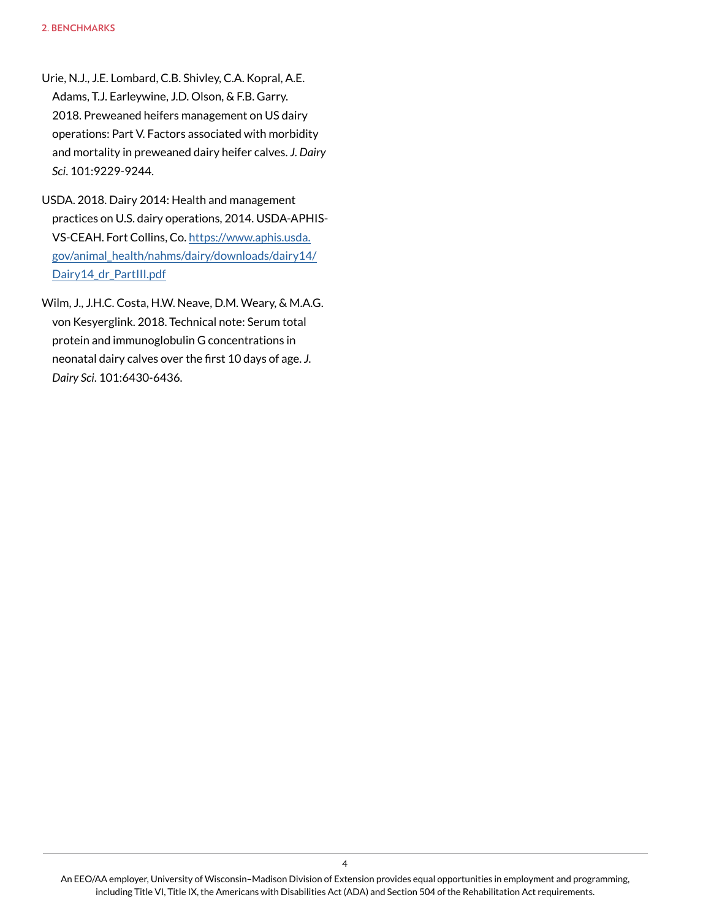Urie, N.J., J.E. Lombard, C.B. Shivley, C.A. Kopral, A.E. Adams, T.J. Earleywine, J.D. Olson, & F.B. Garry. 2018. Preweaned heifers management on US dairy operations: Part V. Factors associated with morbidity and mortality in preweaned dairy heifer calves. *J. Dairy Sci*. 101:9229-9244.

USDA. 2018. Dairy 2014: Health and management practices on U.S. dairy operations, 2014. USDA-APHIS-VS-CEAH. Fort Collins, Co. https://www.aphis.usda.gov/animal_health/nahms/dairy/downloads/dairy14/Dairy14_dr_PartIII.pdf

Wilm, J., J.H.C. Costa, H.W. Neave, D.M. Weary, & M.A.G. von Kesyerglink. 2018. Technical note: Serum total protein and immunoglobulin G concentrations in neonatal dairy calves over the first 10 days of age. *J. Dairy Sci*. 101:6430-6436.

An EEO/AA employer, University of Wisconsin–Madison Division of Extension provides equal opportunities in employment and programming, including Title VI, Title IX, the Americans with Disabilities Act (ADA) and Section 504 of the Rehabilitation Act requirements.